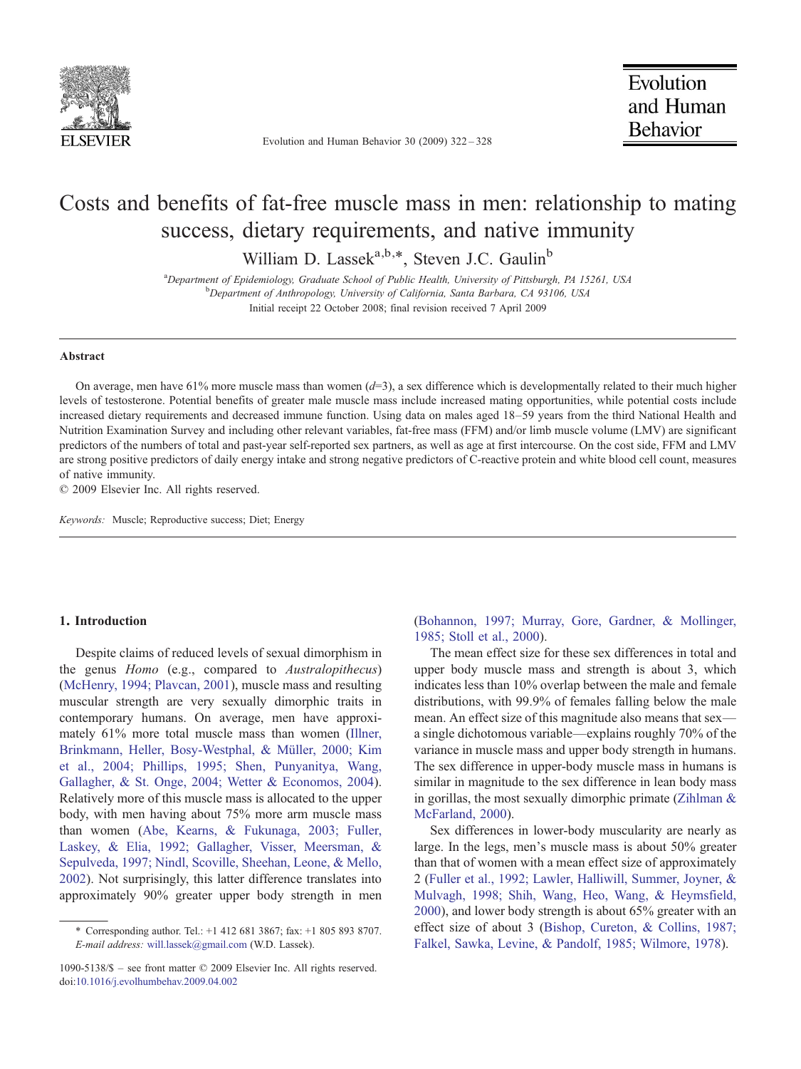# Costs and benefits of fat-free muscle mass in men: relationship to mating success, dietary requirements, and native immunity

William D. Lassek[a,b,*], Steven J.C. Gaulin[b]

[a]Department of Epidemiology, Graduate School of Public Health, University of Pittsburgh, PA 15261, USA
[b]Department of Anthropology, University of California, Santa Barbara, CA 93106, USA

Initial receipt 22 October 2008; final revision received 7 April 2009

## Abstract

On average, men have 61% more muscle mass than women ($d$=3), a sex difference which is developmentally related to their much higher levels of testosterone. Potential benefits of greater male muscle mass include increased mating opportunities, while potential costs include increased dietary requirements and decreased immune function. Using data on males aged 18–59 years from the third National Health and Nutrition Examination Survey and including other relevant variables, fat-free mass (FFM) and/or limb muscle volume (LMV) are significant predictors of the numbers of total and past-year self-reported sex partners, as well as age at first intercourse. On the cost side, FFM and LMV are strong positive predictors of daily energy intake and strong negative predictors of C-reactive protein and white blood cell count, measures of native immunity.

© 2009 Elsevier Inc. All rights reserved.

*Keywords:* Muscle; Reproductive success; Diet; Energy

## 1. Introduction

Despite claims of reduced levels of sexual dimorphism in the genus *Homo* (e.g., compared to *Australopithecus*) (McHenry, 1994; Plavcan, 2001), muscle mass and resulting muscular strength are very sexually dimorphic traits in contemporary humans. On average, men have approximately 61% more total muscle mass than women (Illner, Brinkmann, Heller, Bosy-Westphal, & Müller, 2000; Kim et al., 2004; Phillips, 1995; Shen, Punyanitya, Wang, Gallagher, & St. Onge, 2004; Wetter & Economos, 2004). Relatively more of this muscle mass is allocated to the upper body, with men having about 75% more arm muscle mass than women (Abe, Kearns, & Fukunaga, 2003; Fuller, Laskey, & Elia, 1992; Gallagher, Visser, Meersman, & Sepulveda, 1997; Nindl, Scoville, Sheehan, Leone, & Mello, 2002). Not surprisingly, this latter difference translates into approximately 90% greater upper body strength in men (Bohannon, 1997; Murray, Gore, Gardner, & Mollinger, 1985; Stoll et al., 2000).

The mean effect size for these sex differences in total and upper body muscle mass and strength is about 3, which indicates less than 10% overlap between the male and female distributions, with 99.9% of females falling below the male mean. An effect size of this magnitude also means that sex—a single dichotomous variable—explains roughly 70% of the variance in muscle mass and upper body strength in humans. The sex difference in upper-body muscle mass in humans is similar in magnitude to the sex difference in lean body mass in gorillas, the most sexually dimorphic primate (Zihlman & McFarland, 2000).

Sex differences in lower-body muscularity are nearly as large. In the legs, men's muscle mass is about 50% greater than that of women with a mean effect size of approximately 2 (Fuller et al., 1992; Lawler, Halliwill, Summer, Joyner, & Mulvagh, 1998; Shih, Wang, Heo, Wang, & Heymsfield, 2000), and lower body strength is about 65% greater with an effect size of about 3 (Bishop, Cureton, & Collins, 1987; Falkel, Sawka, Levine, & Pandolf, 1985; Wilmore, 1978).

\* Corresponding author. Tel.: +1 412 681 3867; fax: +1 805 893 8707. *E-mail address:* will.lassek@gmail.com (W.D. Lassek).

1090-5138/$ – see front matter © 2009 Elsevier Inc. All rights reserved.
doi:10.1016/j.evolhumbehav.2009.04.002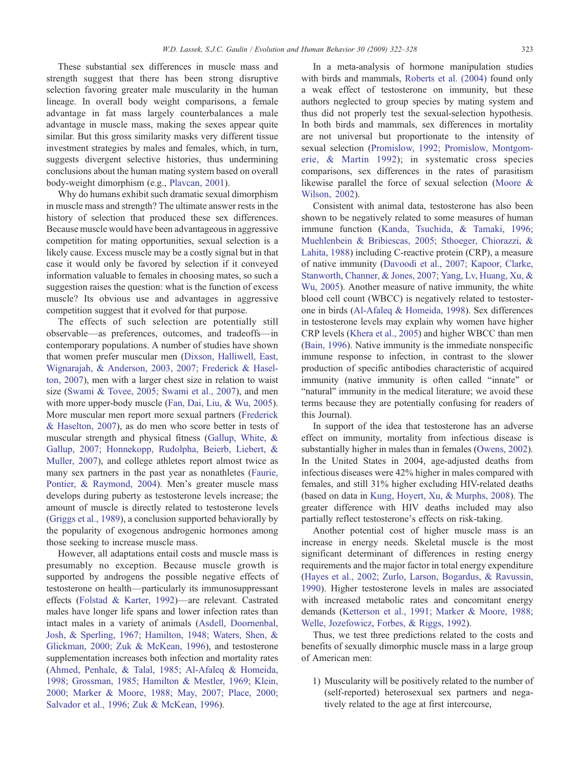These substantial sex differences in muscle mass and strength suggest that there has been strong disruptive selection favoring greater male muscularity in the human lineage. In overall body weight comparisons, a female advantage in fat mass largely counterbalances a male advantage in muscle mass, making the sexes appear quite similar. But this gross similarity masks very different tissue investment strategies by males and females, which, in turn, suggests divergent selective histories, thus undermining conclusions about the human mating system based on overall body-weight dimorphism (e.g., Plavcan, 2001).

Why do humans exhibit such dramatic sexual dimorphism in muscle mass and strength? The ultimate answer rests in the history of selection that produced these sex differences. Because muscle would have been advantageous in aggressive competition for mating opportunities, sexual selection is a likely cause. Excess muscle may be a costly signal but in that case it would only be favored by selection if it conveyed information valuable to females in choosing mates, so such a suggestion raises the question: what is the function of excess muscle? Its obvious use and advantages in aggressive competition suggest that it evolved for that purpose.

The effects of such selection are potentially still observable—as preferences, outcomes, and tradeoffs—in contemporary populations. A number of studies have shown that women prefer muscular men (Dixson, Halliwell, East, Wignarajah, & Anderson, 2003, 2007; Frederick & Haselton, 2007), men with a larger chest size in relation to waist size (Swami & Tovee, 2005; Swami et al., 2007), and men with more upper-body muscle (Fan, Dai, Liu, & Wu, 2005). More muscular men report more sexual partners (Frederick & Haselton, 2007), as do men who score better in tests of muscular strength and physical fitness (Gallup, White, & Gallup, 2007; Honnekopp, Rudolpha, Beierb, Liebert, & Muller, 2007), and college athletes report almost twice as many sex partners in the past year as nonathletes (Faurie, Pontier, & Raymond, 2004). Men's greater muscle mass develops during puberty as testosterone levels increase; the amount of muscle is directly related to testosterone levels (Griggs et al., 1989), a conclusion supported behaviorally by the popularity of exogenous androgenic hormones among those seeking to increase muscle mass.

However, all adaptations entail costs and muscle mass is presumably no exception. Because muscle growth is supported by androgens the possible negative effects of testosterone on health—particularly its immunosuppressant effects (Folstad & Karter, 1992)—are relevant. Castrated males have longer life spans and lower infection rates than intact males in a variety of animals (Asdell, Doornenbal, Josh, & Sperling, 1967; Hamilton, 1948; Waters, Shen, & Glickman, 2000; Zuk & McKean, 1996), and testosterone supplementation increases both infection and mortality rates (Ahmed, Penhale, & Talal, 1985; Al-Afaleq & Homeida, 1998; Grossman, 1985; Hamilton & Mestler, 1969; Klein, 2000; Marker & Moore, 1988; May, 2007; Place, 2000; Salvador et al., 1996; Zuk & McKean, 1996).

In a meta-analysis of hormone manipulation studies with birds and mammals, Roberts et al. (2004) found only a weak effect of testosterone on immunity, but these authors neglected to group species by mating system and thus did not properly test the sexual-selection hypothesis. In both birds and mammals, sex differences in mortality are not universal but proportionate to the intensity of sexual selection (Promislow, 1992; Promislow, Montgomerie, & Martin 1992); in systematic cross species comparisons, sex differences in the rates of parasitism likewise parallel the force of sexual selection (Moore & Wilson, 2002).

Consistent with animal data, testosterone has also been shown to be negatively related to some measures of human immune function (Kanda, Tsuchida, & Tamaki, 1996; Muehlenbein & Bribiescas, 2005; Sthoeger, Chiorazzi, & Lahita, 1988) including C-reactive protein (CRP), a measure of native immunity (Davoodi et al., 2007; Kapoor, Clarke, Stanworth, Channer, & Jones, 2007; Yang, Lv, Huang, Xu, & Wu, 2005). Another measure of native immunity, the white blood cell count (WBCC) is negatively related to testosterone in birds (Al-Afaleq & Homeida, 1998). Sex differences in testosterone levels may explain why women have higher CRP levels (Khera et al., 2005) and higher WBCC than men (Bain, 1996). Native immunity is the immediate nonspecific immune response to infection, in contrast to the slower production of specific antibodies characteristic of acquired immunity (native immunity is often called "innate" or "natural" immunity in the medical literature; we avoid these terms because they are potentially confusing for readers of this Journal).

In support of the idea that testosterone has an adverse effect on immunity, mortality from infectious disease is substantially higher in males than in females (Owens, 2002). In the United States in 2004, age-adjusted deaths from infectious diseases were 42% higher in males compared with females, and still 31% higher excluding HIV-related deaths (based on data in Kung, Hoyert, Xu, & Murphs, 2008). The greater difference with HIV deaths included may also partially reflect testosterone's effects on risk-taking.

Another potential cost of higher muscle mass is an increase in energy needs. Skeletal muscle is the most significant determinant of differences in resting energy requirements and the major factor in total energy expenditure (Hayes et al., 2002; Zurlo, Larson, Bogardus, & Ravussin, 1990). Higher testosterone levels in males are associated with increased metabolic rates and concomitant energy demands (Ketterson et al., 1991; Marker & Moore, 1988; Welle, Jozefowicz, Forbes, & Riggs, 1992).

Thus, we test three predictions related to the costs and benefits of sexually dimorphic muscle mass in a large group of American men:

1) Muscularity will be positively related to the number of (self-reported) heterosexual sex partners and negatively related to the age at first intercourse,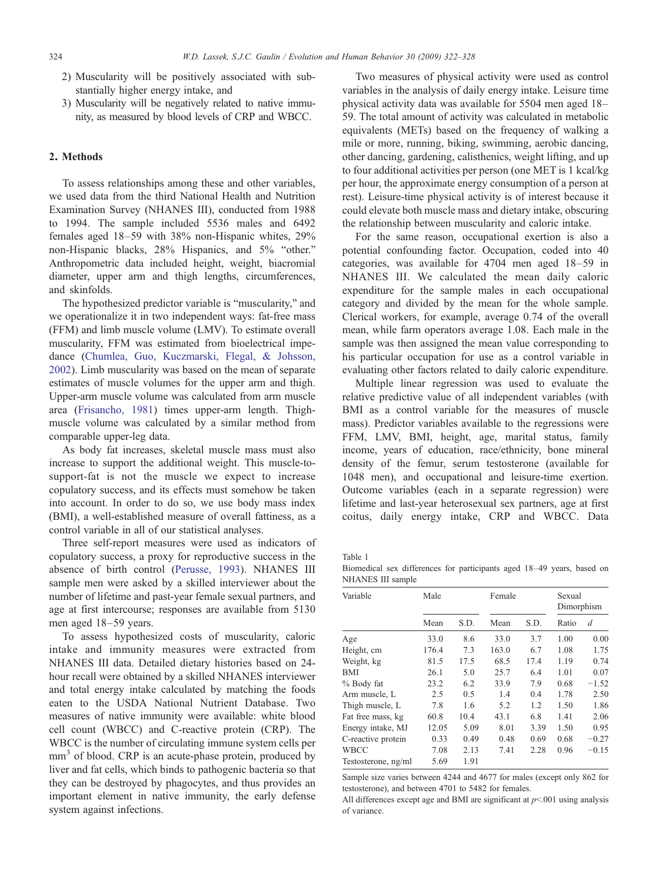2) Muscularity will be positively associated with substantially higher energy intake, and
3) Muscularity will be negatively related to native immunity, as measured by blood levels of CRP and WBCC.

## 2. Methods

To assess relationships among these and other variables, we used data from the third National Health and Nutrition Examination Survey (NHANES III), conducted from 1988 to 1994. The sample included 5536 males and 6492 females aged 18–59 with 38% non-Hispanic whites, 29% non-Hispanic blacks, 28% Hispanics, and 5% "other." Anthropometric data included height, weight, biacromial diameter, upper arm and thigh lengths, circumferences, and skinfolds.

The hypothesized predictor variable is "muscularity," and we operationalize it in two independent ways: fat-free mass (FFM) and limb muscle volume (LMV). To estimate overall muscularity, FFM was estimated from bioelectrical impedance (Chumlea, Guo, Kuczmarski, Flegal, & Johsson, 2002). Limb muscularity was based on the mean of separate estimates of muscle volumes for the upper arm and thigh. Upper-arm muscle volume was calculated from arm muscle area (Frisancho, 1981) times upper-arm length. Thigh-muscle volume was calculated by a similar method from comparable upper-leg data.

As body fat increases, skeletal muscle mass must also increase to support the additional weight. This muscle-to-support-fat is not the muscle we expect to increase copulatory success, and its effects must somehow be taken into account. In order to do so, we use body mass index (BMI), a well-established measure of overall fattiness, as a control variable in all of our statistical analyses.

Three self-report measures were used as indicators of copulatory success, a proxy for reproductive success in the absence of birth control (Perusse, 1993). NHANES III sample men were asked by a skilled interviewer about the number of lifetime and past-year female sexual partners, and age at first intercourse; responses are available from 5130 men aged 18–59 years.

To assess hypothesized costs of muscularity, caloric intake and immunity measures were extracted from NHANES III data. Detailed dietary histories based on 24-hour recall were obtained by a skilled NHANES interviewer and total energy intake calculated by matching the foods eaten to the USDA National Nutrient Database. Two measures of native immunity were available: white blood cell count (WBCC) and C-reactive protein (CRP). The WBCC is the number of circulating immune system cells per mm$^3$ of blood. CRP is an acute-phase protein, produced by liver and fat cells, which binds to pathogenic bacteria so that they can be destroyed by phagocytes, and thus provides an important element in native immunity, the early defense system against infections.

Two measures of physical activity were used as control variables in the analysis of daily energy intake. Leisure time physical activity data was available for 5504 men aged 18–59. The total amount of activity was calculated in metabolic equivalents (METs) based on the frequency of walking a mile or more, running, biking, swimming, aerobic dancing, other dancing, gardening, calisthenics, weight lifting, and up to four additional activities per person (one MET is 1 kcal/kg per hour, the approximate energy consumption of a person at rest). Leisure-time physical activity is of interest because it could elevate both muscle mass and dietary intake, obscuring the relationship between muscularity and caloric intake.

For the same reason, occupational exertion is also a potential confounding factor. Occupation, coded into 40 categories, was available for 4704 men aged 18–59 in NHANES III. We calculated the mean daily caloric expenditure for the sample males in each occupational category and divided by the mean for the whole sample. Clerical workers, for example, average 0.74 of the overall mean, while farm operators average 1.08. Each male in the sample was then assigned the mean value corresponding to his particular occupation for use as a control variable in evaluating other factors related to daily caloric expenditure.

Multiple linear regression was used to evaluate the relative predictive value of all independent variables (with BMI as a control variable for the measures of muscle mass). Predictor variables available to the regressions were FFM, LMV, BMI, height, age, marital status, family income, years of education, race/ethnicity, bone mineral density of the femur, serum testosterone (available for 1048 men), and occupational and leisure-time exertion. Outcome variables (each in a separate regression) were lifetime and last-year heterosexual sex partners, age at first coitus, daily energy intake, CRP and WBCC. Data

Table 1

Biomedical sex differences for participants aged 18–49 years, based on NHANES III sample

| Variable | Male | | Female | | Sexual Dimorphism | |
|---|---|---|---|---|---|---|
| | Mean | S.D. | Mean | S.D. | Ratio | *d* |
| Age | 33.0 | 8.6 | 33.0 | 3.7 | 1.00 | 0.00 |
| Height, cm | 176.4 | 7.3 | 163.0 | 6.7 | 1.08 | 1.75 |
| Weight, kg | 81.5 | 17.5 | 68.5 | 17.4 | 1.19 | 0.74 |
| BMI | 26.1 | 5.0 | 25.7 | 6.4 | 1.01 | 0.07 |
| % Body fat | 23.2 | 6.2 | 33.9 | 7.9 | 0.68 | −1.52 |
| Arm muscle, L | 2.5 | 0.5 | 1.4 | 0.4 | 1.78 | 2.50 |
| Thigh muscle, L | 7.8 | 1.6 | 5.2 | 1.2 | 1.50 | 1.86 |
| Fat free mass, kg | 60.8 | 10.4 | 43.1 | 6.8 | 1.41 | 2.06 |
| Energy intake, MJ | 12.05 | 5.09 | 8.01 | 3.39 | 1.50 | 0.95 |
| C-reactive protein | 0.33 | 0.49 | 0.48 | 0.69 | 0.68 | −0.27 |
| WBCC | 7.08 | 2.13 | 7.41 | 2.28 | 0.96 | −0.15 |
| Testosterone, ng/ml | 5.69 | 1.91 | | | | |

Sample size varies between 4244 and 4677 for males (except only 862 for testosterone), and between 4701 to 5482 for females.

All differences except age and BMI are significant at $p<.001$ using analysis of variance.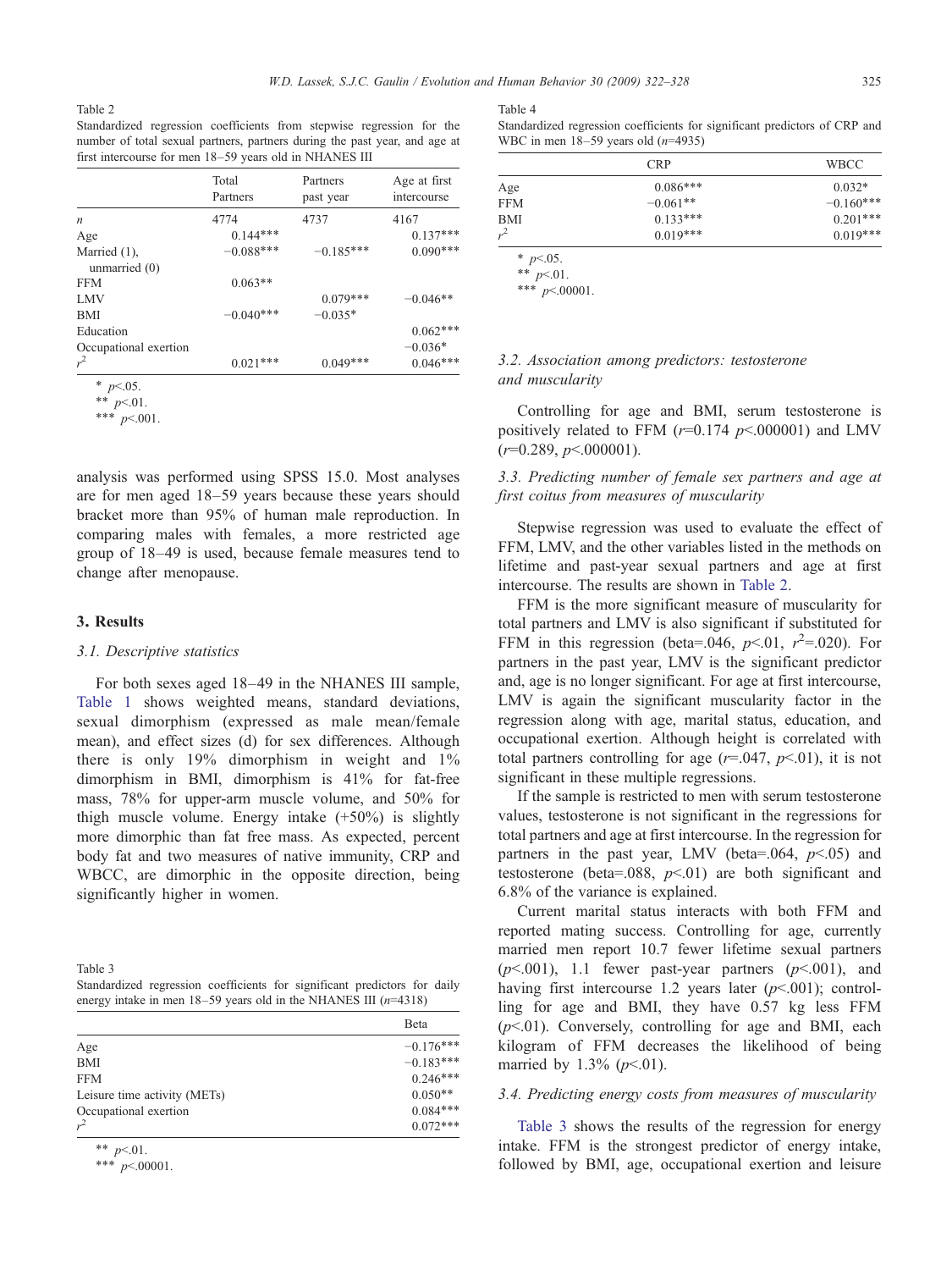Table 2
Standardized regression coefficients from stepwise regression for the number of total sexual partners, partners during the past year, and age at first intercourse for men 18–59 years old in NHANES III

| | Total Partners | Partners past year | Age at first intercourse |
|---|---|---|---|
| $n$ | 4774 | 4737 | 4167 |
| Age | 0.144*** | | 0.137*** |
| Married (1), unmarried (0) | −0.088*** | −0.185*** | 0.090*** |
| FFM | 0.063** | | |
| LMV | | 0.079*** | −0.046** |
| BMI | −0.040*** | −0.035* | |
| Education | | | 0.062*** |
| Occupational exertion | | | −0.036* |
| $r^2$ | 0.021*** | 0.049*** | 0.046*** |

\* $p$<.05.
\*\* $p$<.01.
\*\*\* $p$<.001.

analysis was performed using SPSS 15.0. Most analyses are for men aged 18–59 years because these years should bracket more than 95% of human male reproduction. In comparing males with females, a more restricted age group of 18–49 is used, because female measures tend to change after menopause.

## 3. Results

### 3.1. Descriptive statistics

For both sexes aged 18–49 in the NHANES III sample, Table 1 shows weighted means, standard deviations, sexual dimorphism (expressed as male mean/female mean), and effect sizes (d) for sex differences. Although there is only 19% dimorphism in weight and 1% dimorphism in BMI, dimorphism is 41% for fat-free mass, 78% for upper-arm muscle volume, and 50% for thigh muscle volume. Energy intake (+50%) is slightly more dimorphic than fat free mass. As expected, percent body fat and two measures of native immunity, CRP and WBCC, are dimorphic in the opposite direction, being significantly higher in women.

Table 3
Standardized regression coefficients for significant predictors for daily energy intake in men 18–59 years old in the NHANES III ($n$=4318)

| | Beta |
|---|---|
| Age | −0.176*** |
| BMI | −0.183*** |
| FFM | 0.246*** |
| Leisure time activity (METs) | 0.050** |
| Occupational exertion | 0.084*** |
| $r^2$ | 0.072*** |

\*\* $p$<.01.
\*\*\* $p$<.00001.

Table 4
Standardized regression coefficients for significant predictors of CRP and WBC in men 18–59 years old ($n$=4935)

| | CRP | WBCC |
|---|---|---|
| Age | 0.086*** | 0.032* |
| FFM | −0.061** | −0.160*** |
| BMI | 0.133*** | 0.201*** |
| $r^2$ | 0.019*** | 0.019*** |

\* $p$<.05.
\*\* $p$<.01.
\*\*\* $p$<.00001.

### 3.2. Association among predictors: testosterone and muscularity

Controlling for age and BMI, serum testosterone is positively related to FFM ($r$=0.174 $p$<.000001) and LMV ($r$=0.289, $p$<.000001).

### 3.3. Predicting number of female sex partners and age at first coitus from measures of muscularity

Stepwise regression was used to evaluate the effect of FFM, LMV, and the other variables listed in the methods on lifetime and past-year sexual partners and age at first intercourse. The results are shown in Table 2.

FFM is the more significant measure of muscularity for total partners and LMV is also significant if substituted for FFM in this regression (beta=.046, $p$<.01, $r^2$=.020). For partners in the past year, LMV is the significant predictor and, age is no longer significant. For age at first intercourse, LMV is again the significant muscularity factor in the regression along with age, marital status, education, and occupational exertion. Although height is correlated with total partners controlling for age ($r$=.047, $p$<.01), it is not significant in these multiple regressions.

If the sample is restricted to men with serum testosterone values, testosterone is not significant in the regressions for total partners and age at first intercourse. In the regression for partners in the past year, LMV (beta=.064, $p$<.05) and testosterone (beta=.088, $p$<.01) are both significant and 6.8% of the variance is explained.

Current marital status interacts with both FFM and reported mating success. Controlling for age, currently married men report 10.7 fewer lifetime sexual partners ($p$<.001), 1.1 fewer past-year partners ($p$<.001), and having first intercourse 1.2 years later ($p$<.001); controlling for age and BMI, they have 0.57 kg less FFM ($p$<.01). Conversely, controlling for age and BMI, each kilogram of FFM decreases the likelihood of being married by 1.3% ($p$<.01).

### 3.4. Predicting energy costs from measures of muscularity

Table 3 shows the results of the regression for energy intake. FFM is the strongest predictor of energy intake, followed by BMI, age, occupational exertion and leisure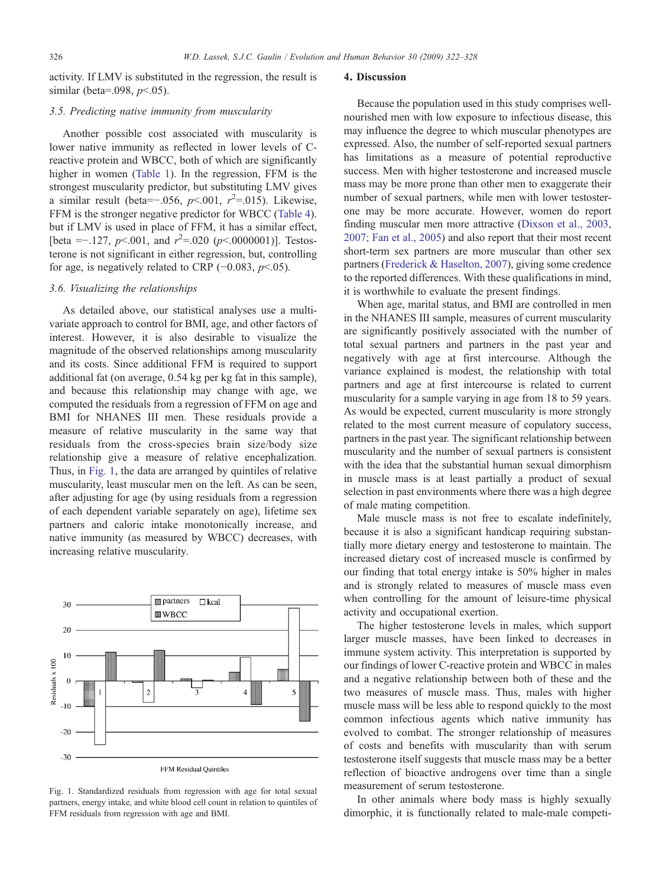activity. If LMV is substituted in the regression, the result is similar (beta=.098, $p$<.05).

### 3.5. Predicting native immunity from muscularity

Another possible cost associated with muscularity is lower native immunity as reflected in lower levels of C-reactive protein and WBCC, both of which are significantly higher in women (Table 1). In the regression, FFM is the strongest muscularity predictor, but substituting LMV gives a similar result (beta=−.056, $p$<.001, $r^2$=.015). Likewise, FFM is the stronger negative predictor for WBCC (Table 4). but if LMV is used in place of FFM, it has a similar effect, [beta =−.127, $p$<.001, and $r^2$=.020 ($p$<.0000001)]. Testosterone is not significant in either regression, but, controlling for age, is negatively related to CRP (−0.083, $p$<.05).

### 3.6. Visualizing the relationships

As detailed above, our statistical analyses use a multivariate approach to control for BMI, age, and other factors of interest. However, it is also desirable to visualize the magnitude of the observed relationships among muscularity and its costs. Since additional FFM is required to support additional fat (on average, 0.54 kg per kg fat in this sample), and because this relationship may change with age, we computed the residuals from a regression of FFM on age and BMI for NHANES III men. These residuals provide a measure of relative muscularity in the same way that residuals from the cross-species brain size/body size relationship give a measure of relative encephalization. Thus, in Fig. 1, the data are arranged by quintiles of relative muscularity, least muscular men on the left. As can be seen, after adjusting for age (by using residuals from a regression of each dependent variable separately on age), lifetime sex partners and caloric intake monotonically increase, and native immunity (as measured by WBCC) decreases, with increasing relative muscularity.

Fig. 1. Standardized residuals from regression with age for total sexual partners, energy intake, and white blood cell count in relation to quintiles of FFM residuals from regression with age and BMI.

## 4. Discussion

Because the population used in this study comprises well-nourished men with low exposure to infectious disease, this may influence the degree to which muscular phenotypes are expressed. Also, the number of self-reported sexual partners has limitations as a measure of potential reproductive success. Men with higher testosterone and increased muscle mass may be more prone than other men to exaggerate their number of sexual partners, while men with lower testosterone may be more accurate. However, women do report finding muscular men more attractive (Dixson et al., 2003, 2007; Fan et al., 2005) and also report that their most recent short-term sex partners are more muscular than other sex partners (Frederick & Haselton, 2007), giving some credence to the reported differences. With these qualifications in mind, it is worthwhile to evaluate the present findings.

When age, marital status, and BMI are controlled in men in the NHANES III sample, measures of current muscularity are significantly positively associated with the number of total sexual partners and partners in the past year and negatively with age at first intercourse. Although the variance explained is modest, the relationship with total partners and age at first intercourse is related to current muscularity for a sample varying in age from 18 to 59 years. As would be expected, current muscularity is more strongly related to the most current measure of copulatory success, partners in the past year. The significant relationship between muscularity and the number of sexual partners is consistent with the idea that the substantial human sexual dimorphism in muscle mass is at least partially a product of sexual selection in past environments where there was a high degree of male mating competition.

Male muscle mass is not free to escalate indefinitely, because it is also a significant handicap requiring substantially more dietary energy and testosterone to maintain. The increased dietary cost of increased muscle is confirmed by our finding that total energy intake is 50% higher in males and is strongly related to measures of muscle mass even when controlling for the amount of leisure-time physical activity and occupational exertion.

The higher testosterone levels in males, which support larger muscle masses, have been linked to decreases in immune system activity. This interpretation is supported by our findings of lower C-reactive protein and WBCC in males and a negative relationship between both of these and the two measures of muscle mass. Thus, males with higher muscle mass will be less able to respond quickly to the most common infectious agents which native immunity has evolved to combat. The stronger relationship of measures of costs and benefits with muscularity than with serum testosterone itself suggests that muscle mass may be a better reflection of bioactive androgens over time than a single measurement of serum testosterone.

In other animals where body mass is highly sexually dimorphic, it is functionally related to male-male competi-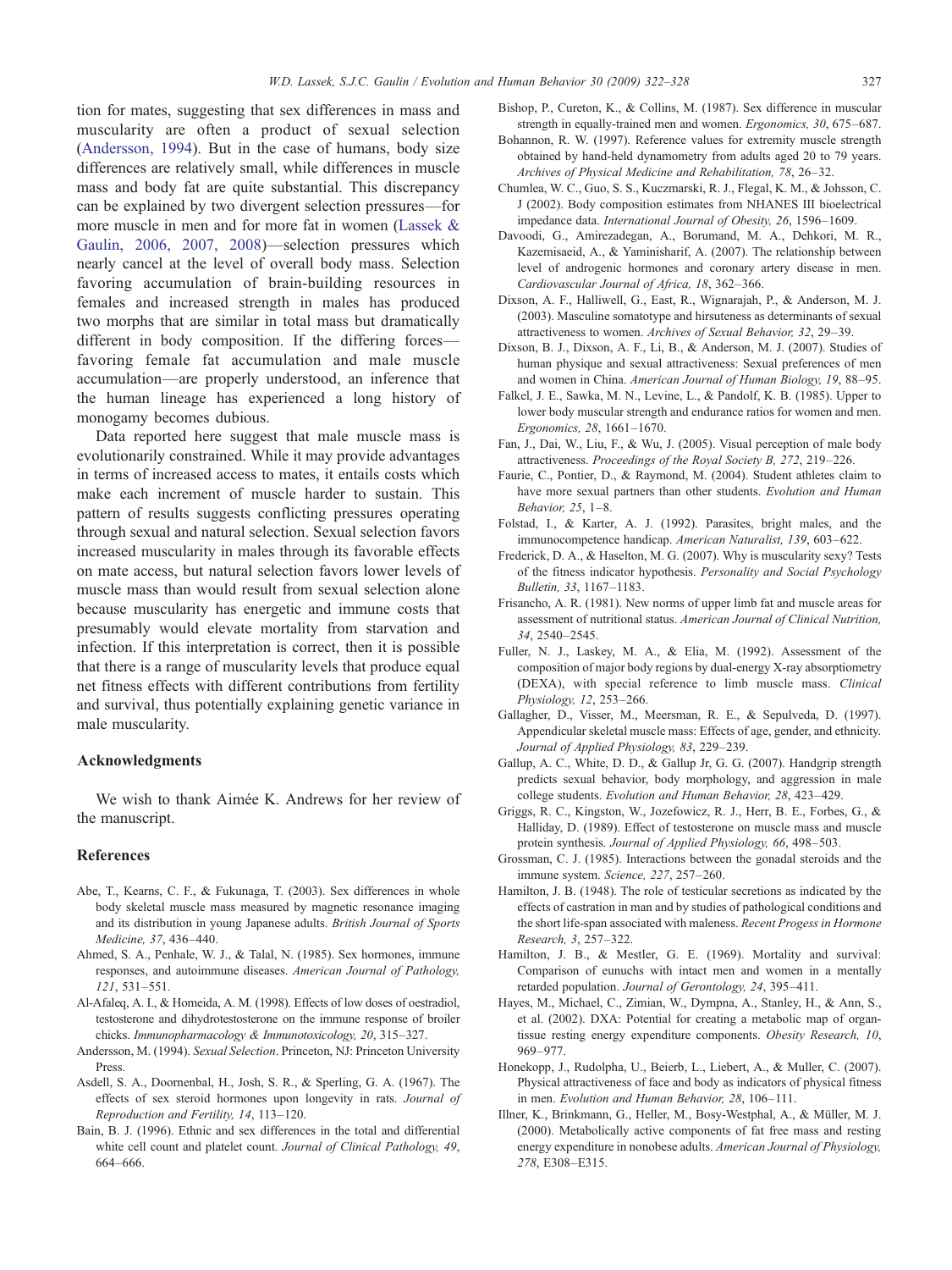tion for mates, suggesting that sex differences in mass and muscularity are often a product of sexual selection (Andersson, 1994). But in the case of humans, body size differences are relatively small, while differences in muscle mass and body fat are quite substantial. This discrepancy can be explained by two divergent selection pressures—for more muscle in men and for more fat in women (Lassek & Gaulin, 2006, 2007, 2008)—selection pressures which nearly cancel at the level of overall body mass. Selection favoring accumulation of brain-building resources in females and increased strength in males has produced two morphs that are similar in total mass but dramatically different in body composition. If the differing forces—favoring female fat accumulation and male muscle accumulation—are properly understood, an inference that the human lineage has experienced a long history of monogamy becomes dubious.

Data reported here suggest that male muscle mass is evolutionarily constrained. While it may provide advantages in terms of increased access to mates, it entails costs which make each increment of muscle harder to sustain. This pattern of results suggests conflicting pressures operating through sexual and natural selection. Sexual selection favors increased muscularity in males through its favorable effects on mate access, but natural selection favors lower levels of muscle mass than would result from sexual selection alone because muscularity has energetic and immune costs that presumably would elevate mortality from starvation and infection. If this interpretation is correct, then it is possible that there is a range of muscularity levels that produce equal net fitness effects with different contributions from fertility and survival, thus potentially explaining genetic variance in male muscularity.

## Acknowledgments

We wish to thank Aimée K. Andrews for her review of the manuscript.

## References

Abe, T., Kearns, C. F., & Fukunaga, T. (2003). Sex differences in whole body skeletal muscle mass measured by magnetic resonance imaging and its distribution in young Japanese adults. *British Journal of Sports Medicine, 37*, 436–440.

Ahmed, S. A., Penhale, W. J., & Talal, N. (1985). Sex hormones, immune responses, and autoimmune diseases. *American Journal of Pathology, 121*, 531–551.

Al-Afaleq, A. I., & Homeida, A. M. (1998). Effects of low doses of oestradiol, testosterone and dihydrotestosterone on the immune response of broiler chicks. *Immunopharmacology & Immunotoxicology, 20*, 315–327.

Andersson, M. (1994). *Sexual Selection*. Princeton, NJ: Princeton University Press.

Asdell, S. A., Doornenbal, H., Josh, S. R., & Sperling, G. A. (1967). The effects of sex steroid hormones upon longevity in rats. *Journal of Reproduction and Fertility, 14*, 113–120.

Bain, B. J. (1996). Ethnic and sex differences in the total and differential white cell count and platelet count. *Journal of Clinical Pathology, 49*, 664–666.

Bishop, P., Cureton, K., & Collins, M. (1987). Sex difference in muscular strength in equally-trained men and women. *Ergonomics, 30*, 675–687.

Bohannon, R. W. (1997). Reference values for extremity muscle strength obtained by hand-held dynamometry from adults aged 20 to 79 years. *Archives of Physical Medicine and Rehabilitation, 78*, 26–32.

Chumlea, W. C., Guo, S. S., Kuczmarski, R. J., Flegal, K. M., & Johsson, C. J (2002). Body composition estimates from NHANES III bioelectrical impedance data. *International Journal of Obesity, 26*, 1596–1609.

Davoodi, G., Amirezadegan, A., Borumand, M. A., Dehkori, M. R., Kazemisaeid, A., & Yaminisharif, A. (2007). The relationship between level of androgenic hormones and coronary artery disease in men. *Cardiovascular Journal of Africa, 18*, 362–366.

Dixson, A. F., Halliwell, G., East, R., Wignarajah, P., & Anderson, M. J. (2003). Masculine somatotype and hirsuteness as determinants of sexual attractiveness to women. *Archives of Sexual Behavior, 32*, 29–39.

Dixson, B. J., Dixson, A. F., Li, B., & Anderson, M. J. (2007). Studies of human physique and sexual attractiveness: Sexual preferences of men and women in China. *American Journal of Human Biology, 19*, 88–95.

Falkel, J. E., Sawka, M. N., Levine, L., & Pandolf, K. B. (1985). Upper to lower body muscular strength and endurance ratios for women and men. *Ergonomics, 28*, 1661–1670.

Fan, J., Dai, W., Liu, F., & Wu, J. (2005). Visual perception of male body attractiveness. *Proceedings of the Royal Society B, 272*, 219–226.

Faurie, C., Pontier, D., & Raymond, M. (2004). Student athletes claim to have more sexual partners than other students. *Evolution and Human Behavior, 25*, 1–8.

Folstad, I., & Karter, A. J. (1992). Parasites, bright males, and the immunocompetence handicap. *American Naturalist, 139*, 603–622.

Frederick, D. A., & Haselton, M. G. (2007). Why is muscularity sexy? Tests of the fitness indicator hypothesis. *Personality and Social Psychology Bulletin, 33*, 1167–1183.

Frisancho, A. R. (1981). New norms of upper limb fat and muscle areas for assessment of nutritional status. *American Journal of Clinical Nutrition, 34*, 2540–2545.

Fuller, N. J., Laskey, M. A., & Elia, M. (1992). Assessment of the composition of major body regions by dual-energy X-ray absorptiometry (DEXA), with special reference to limb muscle mass. *Clinical Physiology, 12*, 253–266.

Gallagher, D., Visser, M., Meersman, R. E., & Sepulveda, D. (1997). Appendicular skeletal muscle mass: Effects of age, gender, and ethnicity. *Journal of Applied Physiology, 83*, 229–239.

Gallup, A. C., White, D. D., & Gallup Jr, G. G. (2007). Handgrip strength predicts sexual behavior, body morphology, and aggression in male college students. *Evolution and Human Behavior, 28*, 423–429.

Griggs, R. C., Kingston, W., Jozefowicz, R. J., Herr, B. E., Forbes, G., & Halliday, D. (1989). Effect of testosterone on muscle mass and muscle protein synthesis. *Journal of Applied Physiology, 66*, 498–503.

Grossman, C. J. (1985). Interactions between the gonadal steroids and the immune system. *Science, 227*, 257–260.

Hamilton, J. B. (1948). The role of testicular secretions as indicated by the effects of castration in man and by studies of pathological conditions and the short life-span associated with maleness. *Recent Progess in Hormone Research, 3*, 257–322.

Hamilton, J. B., & Mestler, G. E. (1969). Mortality and survival: Comparison of eunuchs with intact men and women in a mentally retarded population. *Journal of Gerontology, 24*, 395–411.

Hayes, M., Michael, C., Zimian, W., Dympna, A., Stanley, H., & Ann, S., et al. (2002). DXA: Potential for creating a metabolic map of organ-tissue resting energy expenditure components. *Obesity Research, 10*, 969–977.

Honekopp, J., Rudolpha, U., Beierb, L., Liebert, A., & Muller, C. (2007). Physical attractiveness of face and body as indicators of physical fitness in men. *Evolution and Human Behavior, 28*, 106–111.

Illner, K., Brinkmann, G., Heller, M., Bosy-Westphal, A., & Müller, M. J. (2000). Metabolically active components of fat free mass and resting energy expenditure in nonobese adults. *American Journal of Physiology, 278*, E308–E315.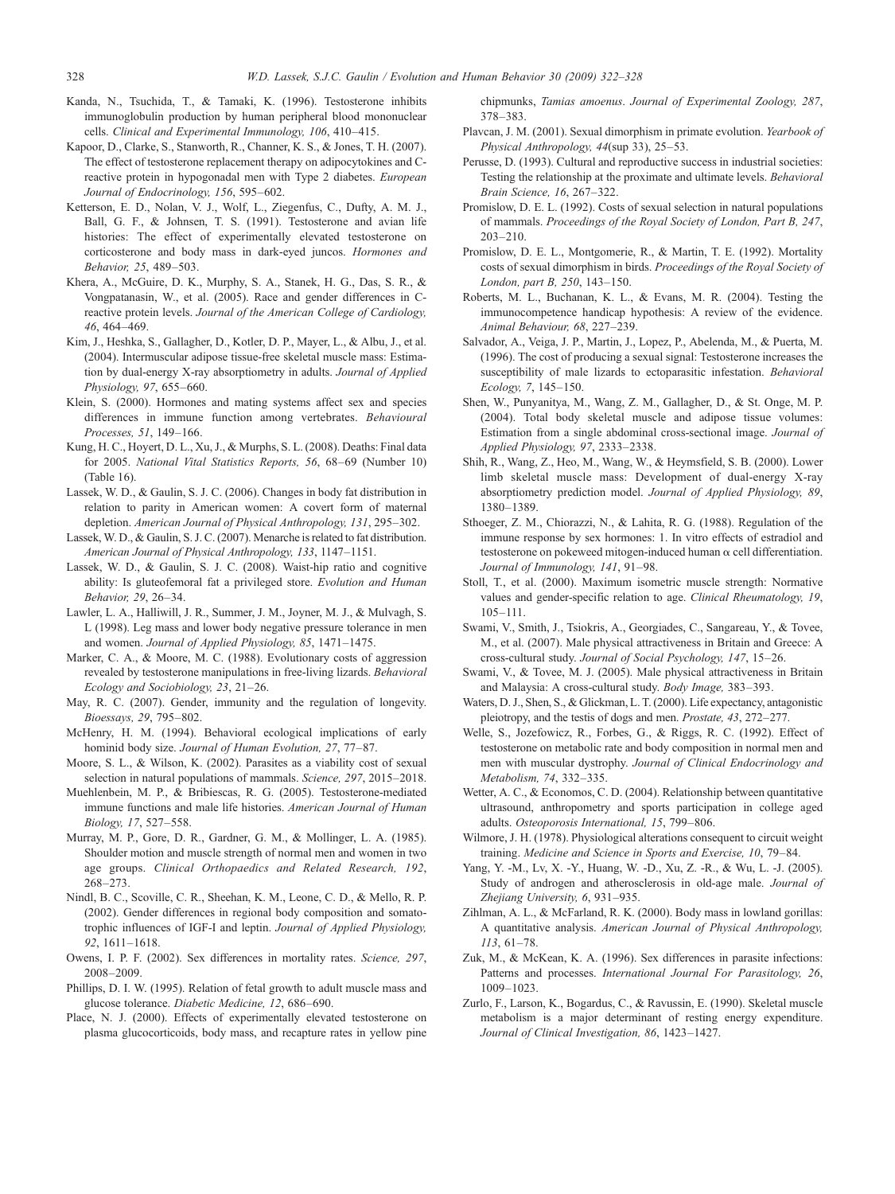Kanda, N., Tsuchida, T., & Tamaki, K. (1996). Testosterone inhibits immunoglobulin production by human peripheral blood mononuclear cells. *Clinical and Experimental Immunology, 106*, 410–415.

Kapoor, D., Clarke, S., Stanworth, R., Channer, K. S., & Jones, T. H. (2007). The effect of testosterone replacement therapy on adipocytokines and C-reactive protein in hypogonadal men with Type 2 diabetes. *European Journal of Endocrinology, 156*, 595–602.

Ketterson, E. D., Nolan, V. J., Wolf, L., Ziegenfus, C., Dufty, A. M. J., Ball, G. F., & Johnsen, T. S. (1991). Testosterone and avian life histories: The effect of experimentally elevated testosterone on corticosterone and body mass in dark-eyed juncos. *Hormones and Behavior, 25*, 489–503.

Khera, A., McGuire, D. K., Murphy, S. A., Stanek, H. G., Das, S. R., & Vongpatanasin, W., et al. (2005). Race and gender differences in C-reactive protein levels. *Journal of the American College of Cardiology, 46*, 464–469.

Kim, J., Heshka, S., Gallagher, D., Kotler, D. P., Mayer, L., & Albu, J., et al. (2004). Intermuscular adipose tissue-free skeletal muscle mass: Estimation by dual-energy X-ray absorptiometry in adults. *Journal of Applied Physiology, 97*, 655–660.

Klein, S. (2000). Hormones and mating systems affect sex and species differences in immune function among vertebrates. *Behavioural Processes, 51*, 149–166.

Kung, H. C., Hoyert, D. L., Xu, J., & Murphs, S. L. (2008). Deaths: Final data for 2005. *National Vital Statistics Reports, 56*, 68–69 (Number 10) (Table 16).

Lassek, W. D., & Gaulin, S. J. C. (2006). Changes in body fat distribution in relation to parity in American women: A covert form of maternal depletion. *American Journal of Physical Anthropology, 131*, 295–302.

Lassek, W. D., & Gaulin, S. J. C. (2007). Menarche is related to fat distribution. *American Journal of Physical Anthropology, 133*, 1147–1151.

Lassek, W. D., & Gaulin, S. J. C. (2008). Waist-hip ratio and cognitive ability: Is gluteofemoral fat a privileged store. *Evolution and Human Behavior, 29*, 26–34.

Lawler, L. A., Halliwill, J. R., Summer, J. M., Joyner, M. J., & Mulvagh, S. L (1998). Leg mass and lower body negative pressure tolerance in men and women. *Journal of Applied Physiology, 85*, 1471–1475.

Marker, C. A., & Moore, M. C. (1988). Evolutionary costs of aggression revealed by testosterone manipulations in free-living lizards. *Behavioral Ecology and Sociobiology, 23*, 21–26.

May, R. C. (2007). Gender, immunity and the regulation of longevity. *Bioessays, 29*, 795–802.

McHenry, H. M. (1994). Behavioral ecological implications of early hominid body size. *Journal of Human Evolution, 27*, 77–87.

Moore, S. L., & Wilson, K. (2002). Parasites as a viability cost of sexual selection in natural populations of mammals. *Science, 297*, 2015–2018.

Muehlenbein, M. P., & Bribiescas, R. G. (2005). Testosterone-mediated immune functions and male life histories. *American Journal of Human Biology, 17*, 527–558.

Murray, M. P., Gore, D. R., Gardner, G. M., & Mollinger, L. A. (1985). Shoulder motion and muscle strength of normal men and women in two age groups. *Clinical Orthopaedics and Related Research, 192*, 268–273.

Nindl, B. C., Scoville, C. R., Sheehan, K. M., Leone, C. D., & Mello, R. P. (2002). Gender differences in regional body composition and somatotrophic influences of IGF-I and leptin. *Journal of Applied Physiology, 92*, 1611–1618.

Owens, I. P. F. (2002). Sex differences in mortality rates. *Science, 297*, 2008–2009.

Phillips, D. I. W. (1995). Relation of fetal growth to adult muscle mass and glucose tolerance. *Diabetic Medicine, 12*, 686–690.

Place, N. J. (2000). Effects of experimentally elevated testosterone on plasma glucocorticoids, body mass, and recapture rates in yellow pine chipmunks, *Tamias amoenus*. *Journal of Experimental Zoology, 287*, 378–383.

Plavcan, J. M. (2001). Sexual dimorphism in primate evolution. *Yearbook of Physical Anthropology, 44*(sup 33), 25–53.

Perusse, D. (1993). Cultural and reproductive success in industrial societies: Testing the relationship at the proximate and ultimate levels. *Behavioral Brain Science, 16*, 267–322.

Promislow, D. E. L. (1992). Costs of sexual selection in natural populations of mammals. *Proceedings of the Royal Society of London, Part B, 247*, 203–210.

Promislow, D. E. L., Montgomerie, R., & Martin, T. E. (1992). Mortality costs of sexual dimorphism in birds. *Proceedings of the Royal Society of London, part B, 250*, 143–150.

Roberts, M. L., Buchanan, K. L., & Evans, M. R. (2004). Testing the immunocompetence handicap hypothesis: A review of the evidence. *Animal Behaviour, 68*, 227–239.

Salvador, A., Veiga, J. P., Martin, J., Lopez, P., Abelenda, M., & Puerta, M. (1996). The cost of producing a sexual signal: Testosterone increases the susceptibility of male lizards to ectoparasitic infestation. *Behavioral Ecology, 7*, 145–150.

Shen, W., Punyanitya, M., Wang, Z. M., Gallagher, D., & St. Onge, M. P. (2004). Total body skeletal muscle and adipose tissue volumes: Estimation from a single abdominal cross-sectional image. *Journal of Applied Physiology, 97*, 2333–2338.

Shih, R., Wang, Z., Heo, M., Wang, W., & Heymsfield, S. B. (2000). Lower limb skeletal muscle mass: Development of dual-energy X-ray absorptiometry prediction model. *Journal of Applied Physiology, 89*, 1380–1389.

Sthoeger, Z. M., Chiorazzi, N., & Lahita, R. G. (1988). Regulation of the immune response by sex hormones: 1. In vitro effects of estradiol and testosterone on pokeweed mitogen-induced human α cell differentiation. *Journal of Immunology, 141*, 91–98.

Stoll, T., et al. (2000). Maximum isometric muscle strength: Normative values and gender-specific relation to age. *Clinical Rheumatology, 19*, 105–111.

Swami, V., Smith, J., Tsiokris, A., Georgiades, C., Sangareau, Y., & Tovee, M., et al. (2007). Male physical attractiveness in Britain and Greece: A cross-cultural study. *Journal of Social Psychology, 147*, 15–26.

Swami, V., & Tovee, M. J. (2005). Male physical attractiveness in Britain and Malaysia: A cross-cultural study. *Body Image,* 383–393.

Waters, D. J., Shen, S., & Glickman, L. T. (2000). Life expectancy, antagonistic pleiotropy, and the testis of dogs and men. *Prostate, 43*, 272–277.

Welle, S., Jozefowicz, R., Forbes, G., & Riggs, R. C. (1992). Effect of testosterone on metabolic rate and body composition in normal men and men with muscular dystrophy. *Journal of Clinical Endocrinology and Metabolism, 74*, 332–335.

Wetter, A. C., & Economos, C. D. (2004). Relationship between quantitative ultrasound, anthropometry and sports participation in college aged adults. *Osteoporosis International, 15*, 799–806.

Wilmore, J. H. (1978). Physiological alterations consequent to circuit weight training. *Medicine and Science in Sports and Exercise, 10*, 79–84.

Yang, Y. -M., Lv, X. -Y., Huang, W. -D., Xu, Z. -R., & Wu, L. -J. (2005). Study of androgen and atherosclerosis in old-age male. *Journal of Zhejiang University, 6*, 931–935.

Zihlman, A. L., & McFarland, R. K. (2000). Body mass in lowland gorillas: A quantitative analysis. *American Journal of Physical Anthropology, 113*, 61–78.

Zuk, M., & McKean, K. A. (1996). Sex differences in parasite infections: Patterns and processes. *International Journal For Parasitology, 26*, 1009–1023.

Zurlo, F., Larson, K., Bogardus, C., & Ravussin, E. (1990). Skeletal muscle metabolism is a major determinant of resting energy expenditure. *Journal of Clinical Investigation, 86*, 1423–1427.